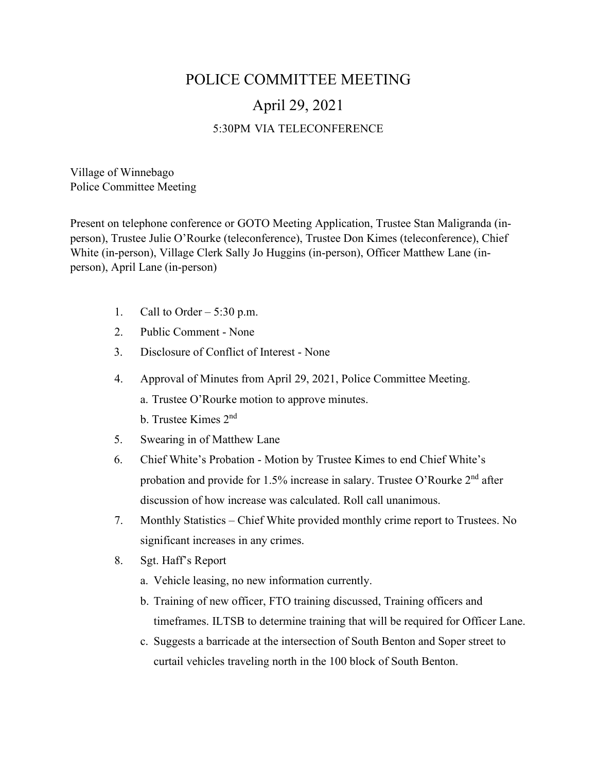# POLICE COMMITTEE MEETING

## April 29, 2021

### 5:30PM VIA TELECONFERENCE

Village of Winnebago
Police Committee Meeting

Present on telephone conference or GOTO Meeting Application, Trustee Stan Maligranda (in-person), Trustee Julie O'Rourke (teleconference), Trustee Don Kimes (teleconference), Chief White (in-person), Village Clerk Sally Jo Huggins (in-person), Officer Matthew Lane (in-person), April Lane (in-person)

1. Call to Order – 5:30 p.m.
2. Public Comment - None
3. Disclosure of Conflict of Interest - None
4. Approval of Minutes from April 29, 2021, Police Committee Meeting.
   a. Trustee O'Rourke motion to approve minutes.
   b. Trustee Kimes 2nd
5. Swearing in of Matthew Lane
6. Chief White's Probation - Motion by Trustee Kimes to end Chief White's probation and provide for 1.5% increase in salary. Trustee O'Rourke 2nd after discussion of how increase was calculated. Roll call unanimous.
7. Monthly Statistics – Chief White provided monthly crime report to Trustees. No significant increases in any crimes.
8. Sgt. Haff's Report
   a. Vehicle leasing, no new information currently.
   b. Training of new officer, FTO training discussed, Training officers and timeframes. ILTSB to determine training that will be required for Officer Lane.
   c. Suggests a barricade at the intersection of South Benton and Soper street to curtail vehicles traveling north in the 100 block of South Benton.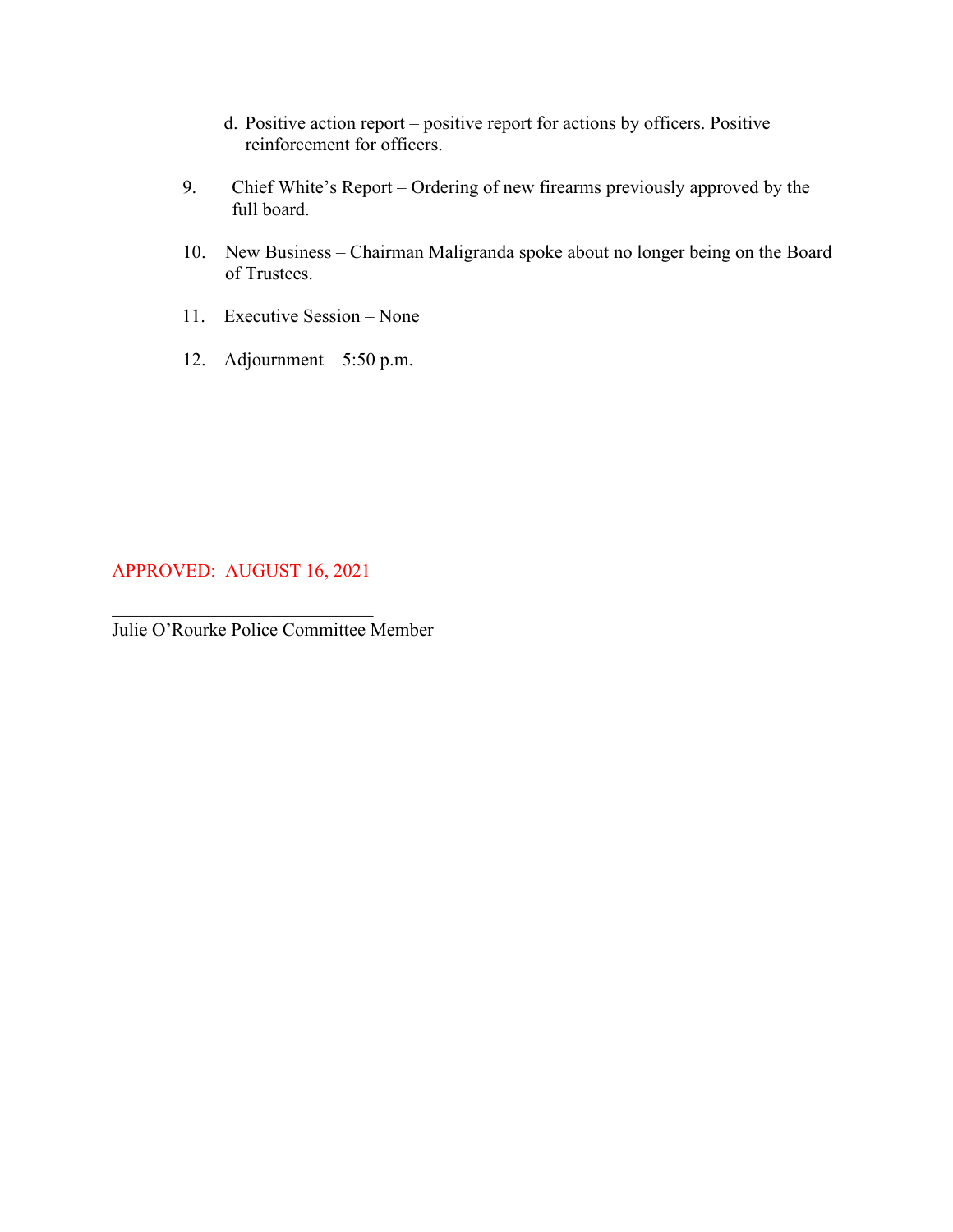d. Positive action report – positive report for actions by officers. Positive reinforcement for officers.

9. Chief White's Report – Ordering of new firearms previously approved by the full board.

10. New Business – Chairman Maligranda spoke about no longer being on the Board of Trustees.

11. Executive Session – None

12. Adjournment – 5:50 p.m.

APPROVED: AUGUST 16, 2021

\_\_\_\_\_\_\_\_\_\_\_\_\_\_\_\_\_\_\_\_\_\_\_\_\_\_\_\_\_\_

Julie O'Rourke Police Committee Member